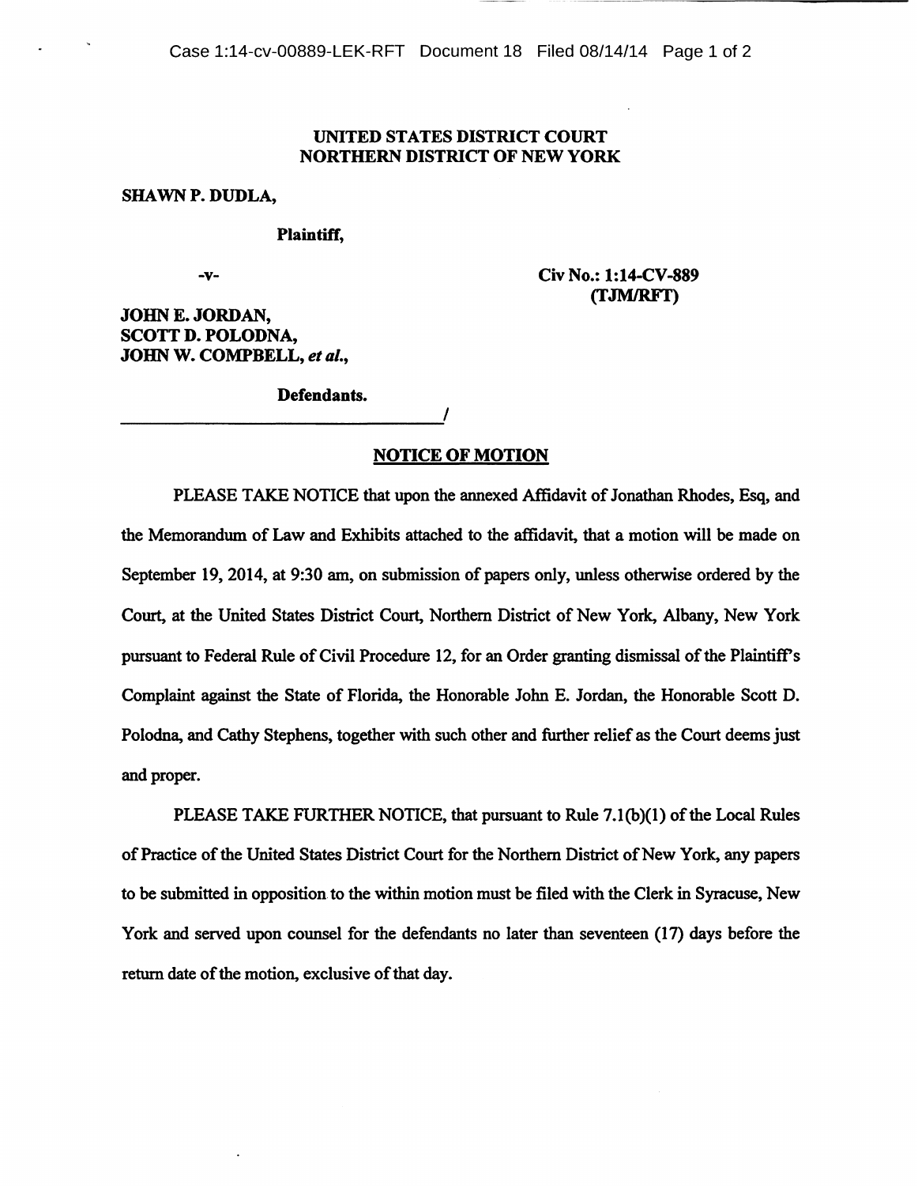**UNITED STATES DISTRICT COURT**
**NORTHERN DISTRICT OF NEW YORK**

**SHAWN P. DUDLA,**

**Plaintiff,**

**-v-**

**Civ No.: 1:14-CV-889**
**(TJM/RFT)**

**JOHN E. JORDAN,**
**SCOTT D. POLODNA,**
**JOHN W. COMPBELL,** ***et al.,***

**Defendants.**

______________________________________/

**NOTICE OF MOTION**

PLEASE TAKE NOTICE that upon the annexed Affidavit of Jonathan Rhodes, Esq, and the Memorandum of Law and Exhibits attached to the affidavit, that a motion will be made on September 19, 2014, at 9:30 am, on submission of papers only, unless otherwise ordered by the Court, at the United States District Court, Northern District of New York, Albany, New York pursuant to Federal Rule of Civil Procedure 12, for an Order granting dismissal of the Plaintiff's Complaint against the State of Florida, the Honorable John E. Jordan, the Honorable Scott D. Polodna, and Cathy Stephens, together with such other and further relief as the Court deems just and proper.

PLEASE TAKE FURTHER NOTICE, that pursuant to Rule 7.1(b)(1) of the Local Rules of Practice of the United States District Court for the Northern District of New York, any papers to be submitted in opposition to the within motion must be filed with the Clerk in Syracuse, New York and served upon counsel for the defendants no later than seventeen (17) days before the return date of the motion, exclusive of that day.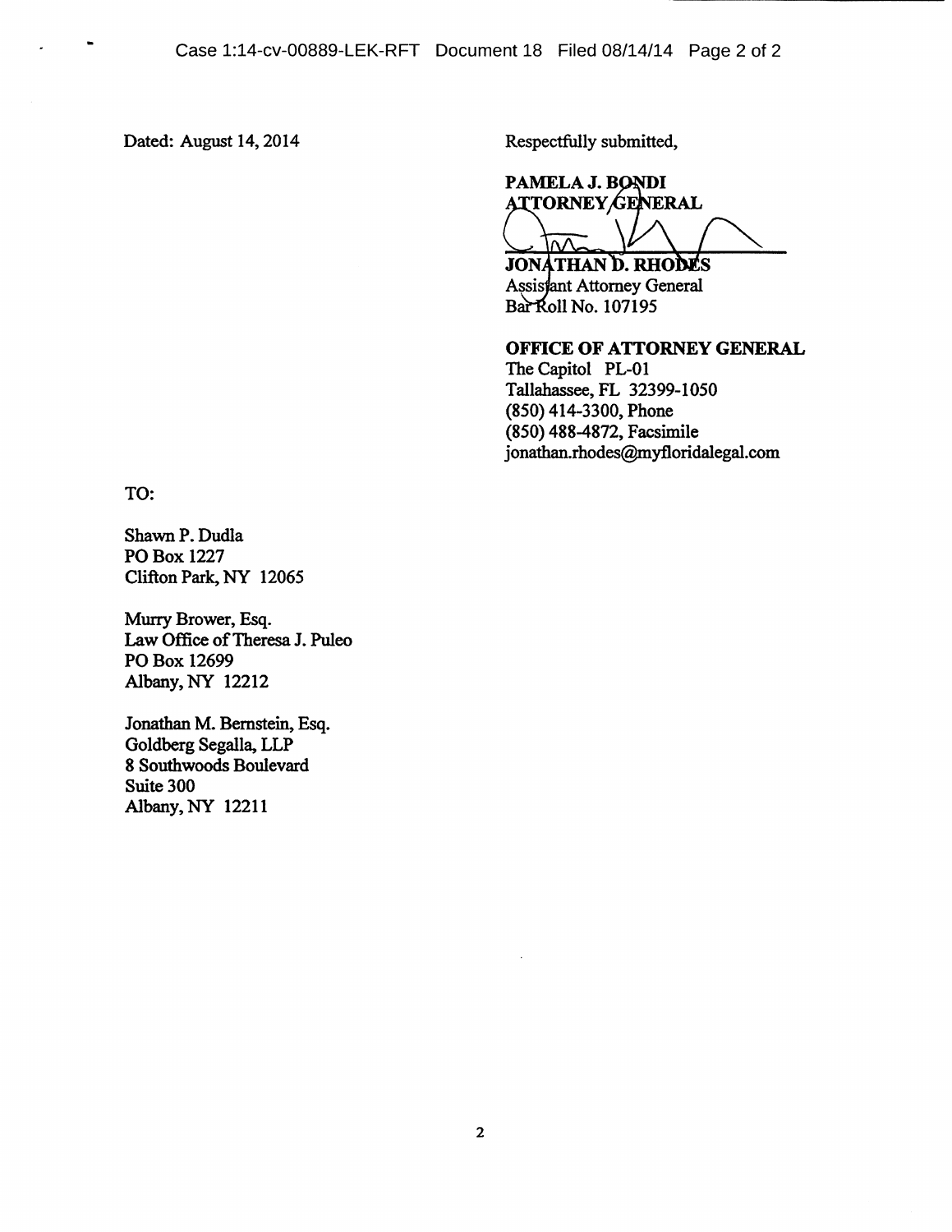Dated: August 14, 2014

Respectfully submitted,

**PAMELA J. BONDI**
**ATTORNEY GENERAL**

**JONATHAN D. RHODES**
Assistant Attorney General
Bar Roll No. 107195

**OFFICE OF ATTORNEY GENERAL**
The Capitol PL-01
Tallahassee, FL 32399-1050
(850) 414-3300, Phone
(850) 488-4872, Facsimile
jonathan.rhodes@myfloridalegal.com

TO:

Shawn P. Dudla
PO Box 1227
Clifton Park, NY 12065

Murry Brower, Esq.
Law Office of Theresa J. Puleo
PO Box 12699
Albany, NY 12212

Jonathan M. Bernstein, Esq.
Goldberg Segalla, LLP
8 Southwoods Boulevard
Suite 300
Albany, NY 12211